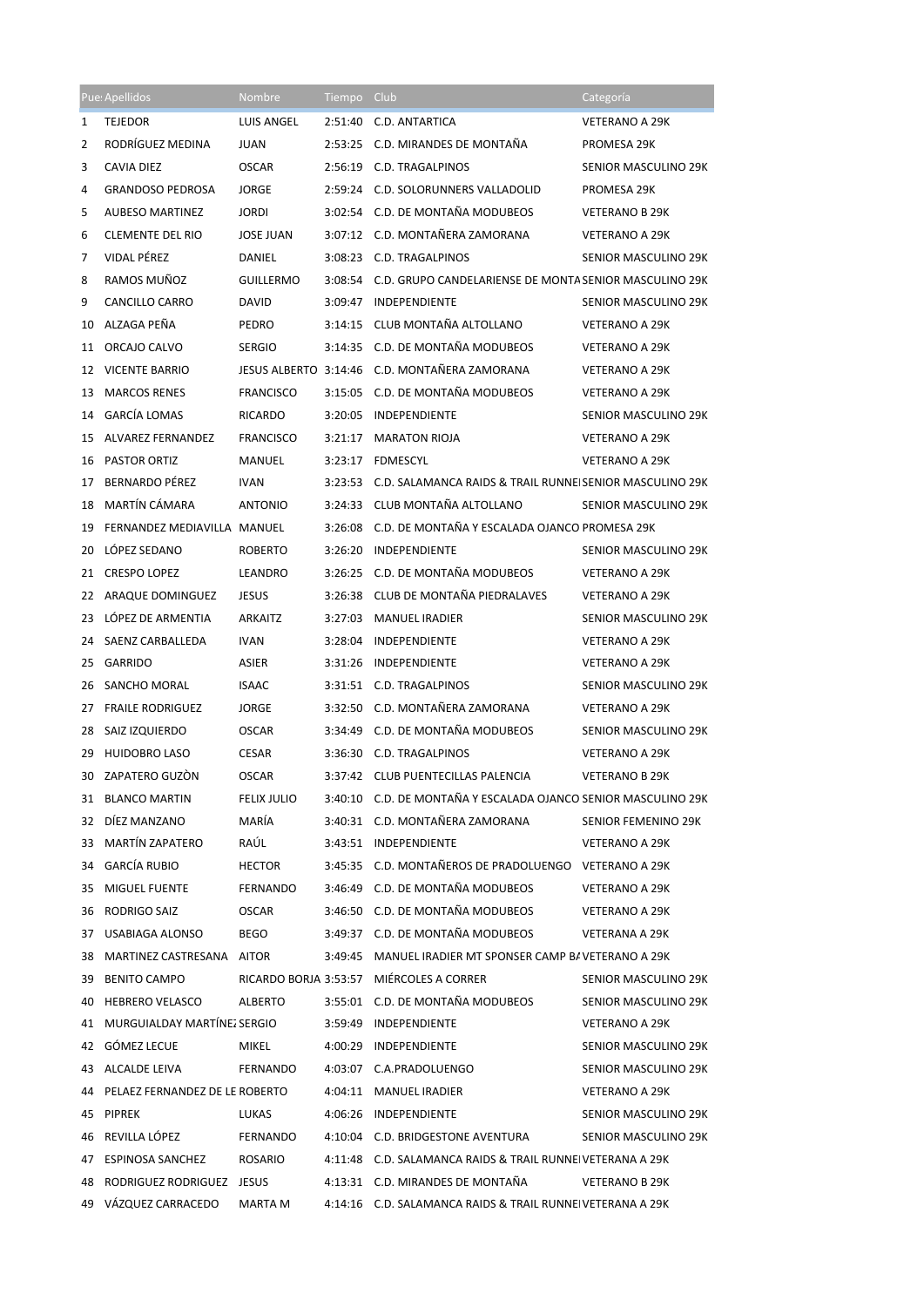| Pue: | Apellidos | Nombre | Tiempo | Club | Categoría |
|---|---|---|---|---|---|
| 1 | TEJEDOR | LUIS ANGEL | 2:51:40 | C.D. ANTARTICA | VETERANO A 29K |
| 2 | RODRÍGUEZ MEDINA | JUAN | 2:53:25 | C.D. MIRANDES DE MONTAÑA | PROMESA 29K |
| 3 | CAVIA DIEZ | OSCAR | 2:56:19 | C.D. TRAGALPINOS | SENIOR MASCULINO 29K |
| 4 | GRANDOSO PEDROSA | JORGE | 2:59:24 | C.D. SOLORUNNERS VALLADOLID | PROMESA 29K |
| 5 | AUBESO MARTINEZ | JORDI | 3:02:54 | C.D. DE MONTAÑA MODUBEOS | VETERANO B 29K |
| 6 | CLEMENTE DEL RIO | JOSE JUAN | 3:07:12 | C.D. MONTAÑERA ZAMORANA | VETERANO A 29K |
| 7 | VIDAL PÉREZ | DANIEL | 3:08:23 | C.D. TRAGALPINOS | SENIOR MASCULINO 29K |
| 8 | RAMOS MUÑOZ | GUILLERMO | 3:08:54 | C.D. GRUPO CANDELARIENSE DE MONTA | SENIOR MASCULINO 29K |
| 9 | CANCILLO CARRO | DAVID | 3:09:47 | INDEPENDIENTE | SENIOR MASCULINO 29K |
| 10 | ALZAGA PEÑA | PEDRO | 3:14:15 | CLUB MONTAÑA ALTOLLANO | VETERANO A 29K |
| 11 | ORCAJO CALVO | SERGIO | 3:14:35 | C.D. DE MONTAÑA MODUBEOS | VETERANO A 29K |
| 12 | VICENTE BARRIO | JESUS ALBERTO | 3:14:46 | C.D. MONTAÑERA ZAMORANA | VETERANO A 29K |
| 13 | MARCOS RENES | FRANCISCO | 3:15:05 | C.D. DE MONTAÑA MODUBEOS | VETERANO A 29K |
| 14 | GARCÍA LOMAS | RICARDO | 3:20:05 | INDEPENDIENTE | SENIOR MASCULINO 29K |
| 15 | ALVAREZ FERNANDEZ | FRANCISCO | 3:21:17 | MARATON RIOJA | VETERANO A 29K |
| 16 | PASTOR ORTIZ | MANUEL | 3:23:17 | FDMESCYL | VETERANO A 29K |
| 17 | BERNARDO PÉREZ | IVAN | 3:23:53 | C.D. SALAMANCA RAIDS & TRAIL RUNNE | SENIOR MASCULINO 29K |
| 18 | MARTÍN CÁMARA | ANTONIO | 3:24:33 | CLUB MONTAÑA ALTOLLANO | SENIOR MASCULINO 29K |
| 19 | FERNANDEZ MEDIAVILLA | MANUEL | 3:26:08 | C.D. DE MONTAÑA Y ESCALADA OJANCO | PROMESA 29K |
| 20 | LÓPEZ SEDANO | ROBERTO | 3:26:20 | INDEPENDIENTE | SENIOR MASCULINO 29K |
| 21 | CRESPO LOPEZ | LEANDRO | 3:26:25 | C.D. DE MONTAÑA MODUBEOS | VETERANO A 29K |
| 22 | ARAQUE DOMINGUEZ | JESUS | 3:26:38 | CLUB DE MONTAÑA PIEDRALAVES | VETERANO A 29K |
| 23 | LÓPEZ DE ARMENTIA | ARKAITZ | 3:27:03 | MANUEL IRADIER | SENIOR MASCULINO 29K |
| 24 | SAENZ CARBALLEDA | IVAN | 3:28:04 | INDEPENDIENTE | VETERANO A 29K |
| 25 | GARRIDO | ASIER | 3:31:26 | INDEPENDIENTE | VETERANO A 29K |
| 26 | SANCHO MORAL | ISAAC | 3:31:51 | C.D. TRAGALPINOS | SENIOR MASCULINO 29K |
| 27 | FRAILE RODRIGUEZ | JORGE | 3:32:50 | C.D. MONTAÑERA ZAMORANA | VETERANO A 29K |
| 28 | SAIZ IZQUIERDO | OSCAR | 3:34:49 | C.D. DE MONTAÑA MODUBEOS | SENIOR MASCULINO 29K |
| 29 | HUIDOBRO LASO | CESAR | 3:36:30 | C.D. TRAGALPINOS | VETERANO A 29K |
| 30 | ZAPATERO GUZÒN | OSCAR | 3:37:42 | CLUB PUENTECILLAS PALENCIA | VETERANO B 29K |
| 31 | BLANCO MARTIN | FELIX JULIO | 3:40:10 | C.D. DE MONTAÑA Y ESCALADA OJANCO | SENIOR MASCULINO 29K |
| 32 | DÍEZ MANZANO | MARÍA | 3:40:31 | C.D. MONTAÑERA ZAMORANA | SENIOR FEMENINO 29K |
| 33 | MARTÍN ZAPATERO | RAÚL | 3:43:51 | INDEPENDIENTE | VETERANO A 29K |
| 34 | GARCÍA RUBIO | HECTOR | 3:45:35 | C.D. MONTAÑEROS DE PRADOLUENGO | VETERANO A 29K |
| 35 | MIGUEL FUENTE | FERNANDO | 3:46:49 | C.D. DE MONTAÑA MODUBEOS | VETERANO A 29K |
| 36 | RODRIGO SAIZ | OSCAR | 3:46:50 | C.D. DE MONTAÑA MODUBEOS | VETERANO A 29K |
| 37 | USABIAGA ALONSO | BEGO | 3:49:37 | C.D. DE MONTAÑA MODUBEOS | VETERANA A 29K |
| 38 | MARTINEZ CASTRESANA | AITOR | 3:49:45 | MANUEL IRADIER MT SPONSER CAMP BA | VETERANO A 29K |
| 39 | BENITO CAMPO | RICARDO BORJA | 3:53:57 | MIÉRCOLES A CORRER | SENIOR MASCULINO 29K |
| 40 | HEBRERO VELASCO | ALBERTO | 3:55:01 | C.D. DE MONTAÑA MODUBEOS | SENIOR MASCULINO 29K |
| 41 | MURGUIALDAY MARTÍNEZ | SERGIO | 3:59:49 | INDEPENDIENTE | VETERANO A 29K |
| 42 | GÓMEZ LECUE | MIKEL | 4:00:29 | INDEPENDIENTE | SENIOR MASCULINO 29K |
| 43 | ALCALDE LEIVA | FERNANDO | 4:03:07 | C.A.PRADOLUENGO | SENIOR MASCULINO 29K |
| 44 | PELAEZ FERNANDEZ DE LE | ROBERTO | 4:04:11 | MANUEL IRADIER | VETERANO A 29K |
| 45 | PIPREK | LUKAS | 4:06:26 | INDEPENDIENTE | SENIOR MASCULINO 29K |
| 46 | REVILLA LÓPEZ | FERNANDO | 4:10:04 | C.D. BRIDGESTONE AVENTURA | SENIOR MASCULINO 29K |
| 47 | ESPINOSA SANCHEZ | ROSARIO | 4:11:48 | C.D. SALAMANCA RAIDS & TRAIL RUNNE | VETERANA A 29K |
| 48 | RODRIGUEZ RODRIGUEZ | JESUS | 4:13:31 | C.D. MIRANDES DE MONTAÑA | VETERANO B 29K |
| 49 | VÁZQUEZ CARRACEDO | MARTA M | 4:14:16 | C.D. SALAMANCA RAIDS & TRAIL RUNNE | VETERANA A 29K |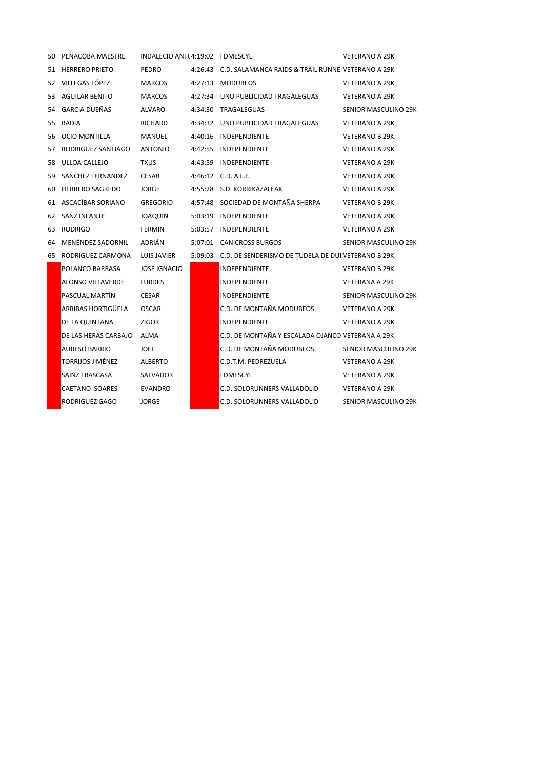| | | | | | |
|---|---|---|---|---|---|
| 50 | PEÑACOBA MAESTRE | INDALECIO ANT( | 4:19:02 | FDMESCYL | VETERANO A 29K |
| 51 | HERRERO PRIETO | PEDRO | 4:26:43 | C.D. SALAMANCA RAIDS & TRAIL RUNNE | VETERANO A 29K |
| 52 | VILLEGAS LÓPEZ | MARCOS | 4:27:13 | MODUBEOS | VETERANO A 29K |
| 53 | AGUILAR BENITO | MARCOS | 4:27:34 | UNO PUBLICIDAD TRAGALEGUAS | VETERANO A 29K |
| 54 | GARCIA DUEÑAS | ALVARO | 4:34:30 | TRAGALEGUAS | SENIOR MASCULINO 29K |
| 55 | BADIA | RICHARD | 4:34:32 | UNO PUBLICIDAD TRAGALEGUAS | VETERANO A 29K |
| 56 | OCIO MONTILLA | MANUEL | 4:40:16 | INDEPENDIENTE | VETERANO B 29K |
| 57 | RODRIGUEZ SANTIAGO | ANTONIO | 4:42:55 | INDEPENDIENTE | VETERANO A 29K |
| 58 | ULLOA CALLEJO | TXUS | 4:43:59 | INDEPENDIENTE | VETERANO A 29K |
| 59 | SANCHEZ FERNANDEZ | CESAR | 4:46:12 | C.D. A.L.E. | VETERANO A 29K |
| 60 | HERRERO SAGREDO | JORGE | 4:55:28 | S.D. KORRIKAZALEAK | VETERANO A 29K |
| 61 | ASCACÍBAR SORIANO | GREGORIO | 4:57:48 | SOCIEDAD DE MONTAÑA SHERPA | VETERANO B 29K |
| 62 | SANZ INFANTE | JOAQUIN | 5:03:19 | INDEPENDIENTE | VETERANO A 29K |
| 63 | RODRIGO | FERMIN | 5:03:57 | INDEPENDIENTE | VETERANO A 29K |
| 64 | MENÉNDEZ SADORNIL | ADRIÁN | 5:07:01 | CANICROSS BURGOS | SENIOR MASCULINO 29K |
| 65 | RODRIGUEZ CARMONA | LUIS JAVIER | 5:09:03 | C.D. DE SENDERISMO DE TUDELA DE DUI | VETERANO B 29K |
| | POLANCO BARRASA | JOSE IGNACIO | | INDEPENDIENTE | VETERANO B 29K |
| | ALONSO VILLAVERDE | LURDES | | INDEPENDIENTE | VETERANA A 29K |
| | PASCUAL MARTÍN | CÉSAR | | INDEPENDIENTE | SENIOR MASCULINO 29K |
| | ARRIBAS HORTIGÜELA | OSCAR | | C.D. DE MONTAÑA MODUBEOS | VETERANO A 29K |
| | DE LA QUINTANA | ZIGOR | | INDEPENDIENTE | VETERANO A 29K |
| | DE LAS HERAS CARBAJO | ALMA | | C.D. DE MONTAÑA Y ESCALADA OJANCO | VETERANA A 29K |
| | AUBESO BARRIO | JOEL | | C.D. DE MONTAÑA MODUBEOS | SENIOR MASCULINO 29K |
| | TORRIJOS JIMÉNEZ | ALBERTO | | C.D.T.M. PEDREZUELA | VETERANO A 29K |
| | SAINZ TRASCASA | SALVADOR | | FDMESCYL | VETERANO A 29K |
| | CAETANO SOARES | EVANDRO | | C.D. SOLORUNNERS VALLADOLID | VETERANO A 29K |
| | RODRIGUEZ GAGO | JORGE | | C.D. SOLORUNNERS VALLADOLID | SENIOR MASCULINO 29K |